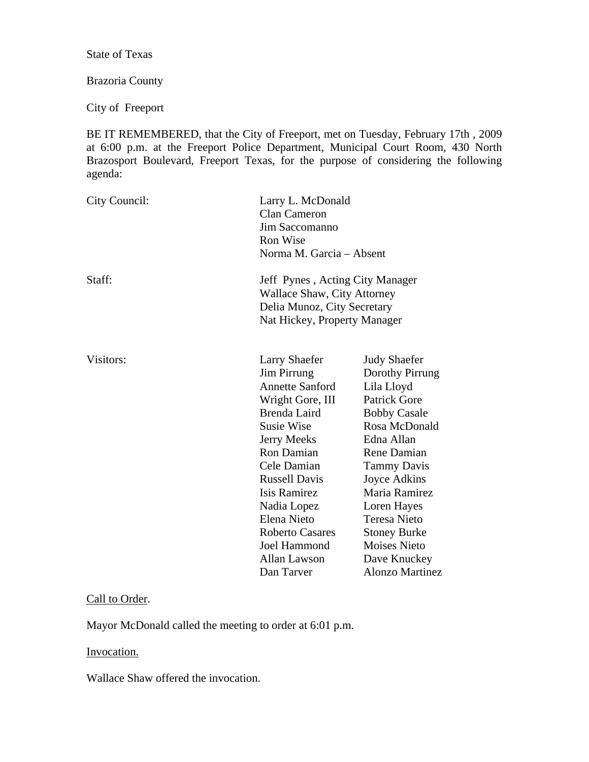State of Texas

Brazoria County

City of Freeport

BE IT REMEMBERED, that the City of Freeport, met on Tuesday, February 17th , 2009 at 6:00 p.m. at the Freeport Police Department, Municipal Court Room, 430 North Brazosport Boulevard, Freeport Texas, for the purpose of considering the following agenda:

| | | |
|---|---|---|
| City Council: | Larry L. McDonald<br>Clan Cameron<br>Jim Saccomanno<br>Ron Wise<br>Norma M. Garcia – Absent | |
| Staff: | Jeff Pynes , Acting City Manager<br>Wallace Shaw, City Attorney<br>Delia Munoz, City Secretary<br>Nat Hickey, Property Manager | |
| Visitors: | Larry Shaefer | Judy Shaefer |
| | Jim Pirrung | Dorothy Pirrung |
| | Annette Sanford | Lila Lloyd |
| | Wright Gore, III | Patrick Gore |
| | Brenda Laird | Bobby Casale |
| | Susie Wise | Rosa McDonald |
| | Jerry Meeks | Edna Allan |
| | Ron Damian | Rene Damian |
| | Cele Damian | Tammy Davis |
| | Russell Davis | Joyce Adkins |
| | Isis Ramirez | Maria Ramirez |
| | Nadia Lopez | Loren Hayes |
| | Elena Nieto | Teresa Nieto |
| | Roberto Casares | Stoney Burke |
| | Joel Hammond | Moises Nieto |
| | Allan Lawson | Dave Knuckey |
| | Dan Tarver | Alonzo Martinez |

Call to Order.

Mayor McDonald called the meeting to order at 6:01 p.m.

Invocation.

Wallace Shaw offered the invocation.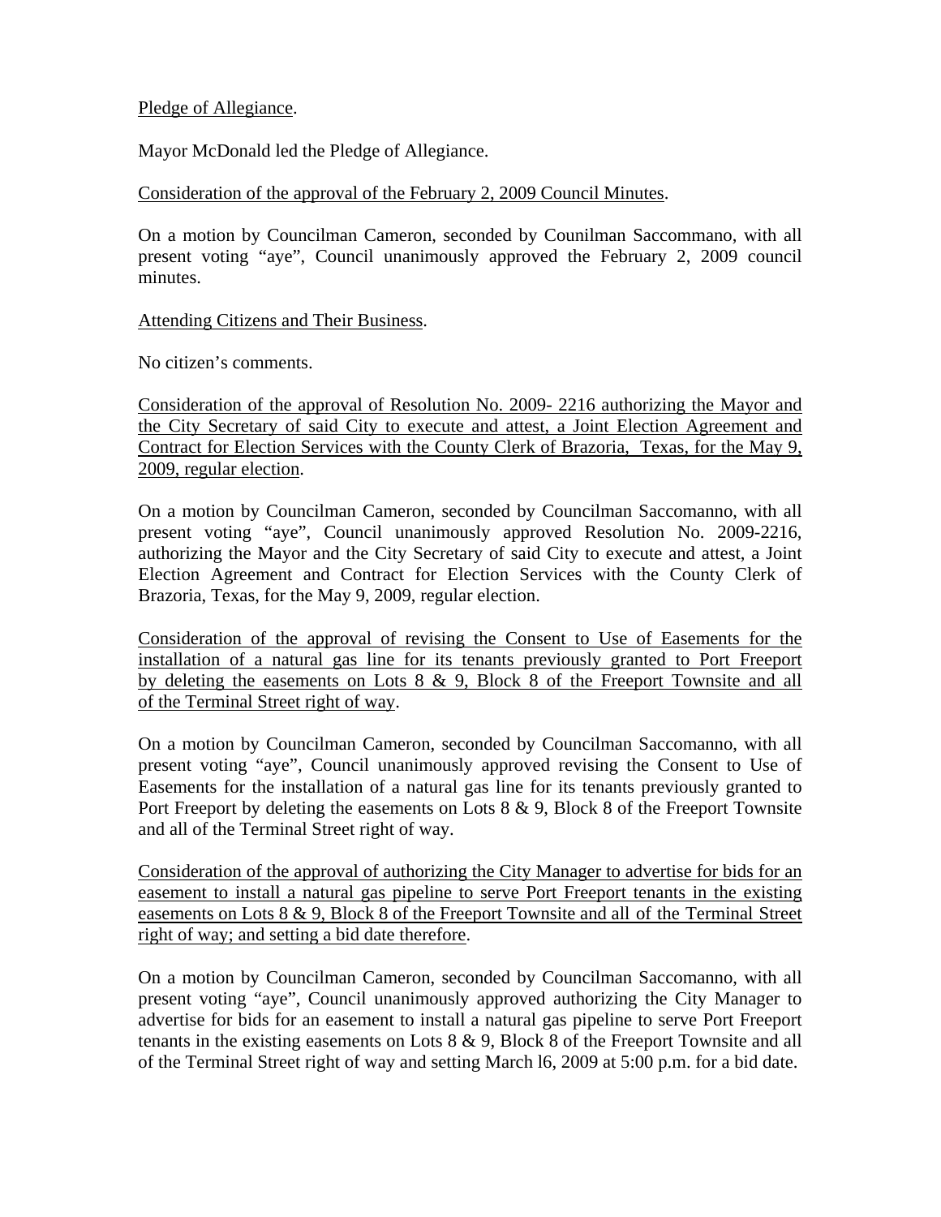Pledge of Allegiance.

Mayor McDonald led the Pledge of Allegiance.

Consideration of the approval of the February 2, 2009 Council Minutes.

On a motion by Councilman Cameron, seconded by Counilman Saccommano, with all present voting "aye", Council unanimously approved the February 2, 2009 council minutes.

Attending Citizens and Their Business.

No citizen's comments.

Consideration of the approval of Resolution No. 2009- 2216 authorizing the Mayor and the City Secretary of said City to execute and attest, a Joint Election Agreement and Contract for Election Services with the County Clerk of Brazoria, Texas, for the May 9, 2009, regular election.

On a motion by Councilman Cameron, seconded by Councilman Saccomanno, with all present voting "aye", Council unanimously approved Resolution No. 2009-2216, authorizing the Mayor and the City Secretary of said City to execute and attest, a Joint Election Agreement and Contract for Election Services with the County Clerk of Brazoria, Texas, for the May 9, 2009, regular election.

Consideration of the approval of revising the Consent to Use of Easements for the installation of a natural gas line for its tenants previously granted to Port Freeport by deleting the easements on Lots 8 & 9, Block 8 of the Freeport Townsite and all of the Terminal Street right of way.

On a motion by Councilman Cameron, seconded by Councilman Saccomanno, with all present voting "aye", Council unanimously approved revising the Consent to Use of Easements for the installation of a natural gas line for its tenants previously granted to Port Freeport by deleting the easements on Lots 8 & 9, Block 8 of the Freeport Townsite and all of the Terminal Street right of way.

Consideration of the approval of authorizing the City Manager to advertise for bids for an easement to install a natural gas pipeline to serve Port Freeport tenants in the existing easements on Lots 8 & 9, Block 8 of the Freeport Townsite and all of the Terminal Street right of way; and setting a bid date therefore.

On a motion by Councilman Cameron, seconded by Councilman Saccomanno, with all present voting "aye", Council unanimously approved authorizing the City Manager to advertise for bids for an easement to install a natural gas pipeline to serve Port Freeport tenants in the existing easements on Lots 8 & 9, Block 8 of the Freeport Townsite and all of the Terminal Street right of way and setting March l6, 2009 at 5:00 p.m. for a bid date.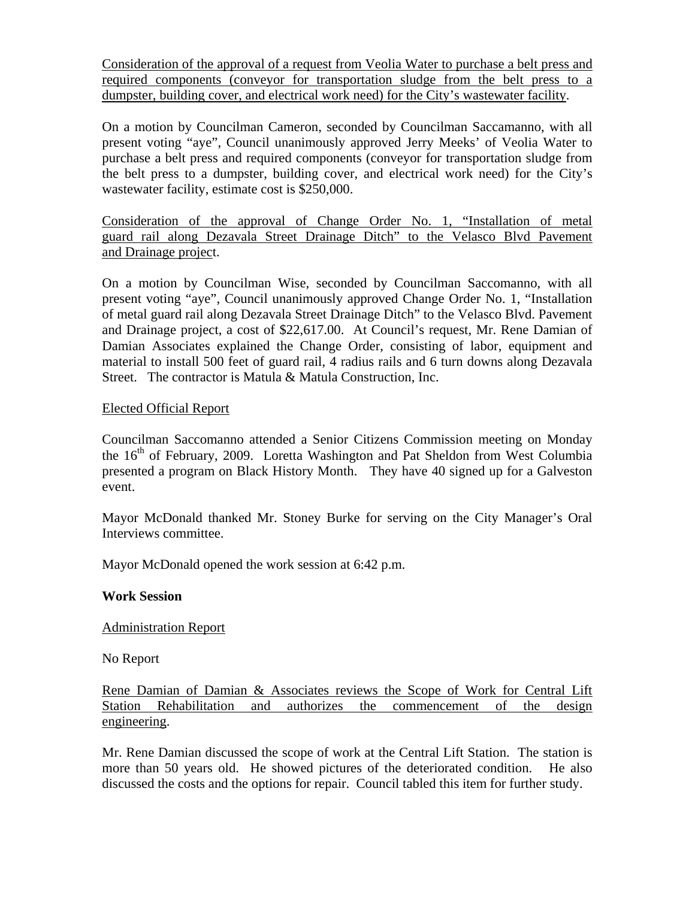Consideration of the approval of a request from Veolia Water to purchase a belt press and required components (conveyor for transportation sludge from the belt press to a dumpster, building cover, and electrical work need) for the City's wastewater facility.

On a motion by Councilman Cameron, seconded by Councilman Saccamanno, with all present voting "aye", Council unanimously approved Jerry Meeks' of Veolia Water to purchase a belt press and required components (conveyor for transportation sludge from the belt press to a dumpster, building cover, and electrical work need) for the City's wastewater facility, estimate cost is $250,000.

Consideration of the approval of Change Order No. 1, "Installation of metal guard rail along Dezavala Street Drainage Ditch" to the Velasco Blvd Pavement and Drainage project.

On a motion by Councilman Wise, seconded by Councilman Saccomanno, with all present voting "aye", Council unanimously approved Change Order No. 1, "Installation of metal guard rail along Dezavala Street Drainage Ditch" to the Velasco Blvd. Pavement and Drainage project, a cost of $22,617.00. At Council's request, Mr. Rene Damian of Damian Associates explained the Change Order, consisting of labor, equipment and material to install 500 feet of guard rail, 4 radius rails and 6 turn downs along Dezavala Street. The contractor is Matula & Matula Construction, Inc.

Elected Official Report

Councilman Saccomanno attended a Senior Citizens Commission meeting on Monday the 16th of February, 2009. Loretta Washington and Pat Sheldon from West Columbia presented a program on Black History Month. They have 40 signed up for a Galveston event.

Mayor McDonald thanked Mr. Stoney Burke for serving on the City Manager's Oral Interviews committee.

Mayor McDonald opened the work session at 6:42 p.m.

**Work Session**

Administration Report

No Report

Rene Damian of Damian & Associates reviews the Scope of Work for Central Lift Station Rehabilitation and authorizes the commencement of the design engineering.

Mr. Rene Damian discussed the scope of work at the Central Lift Station. The station is more than 50 years old. He showed pictures of the deteriorated condition. He also discussed the costs and the options for repair. Council tabled this item for further study.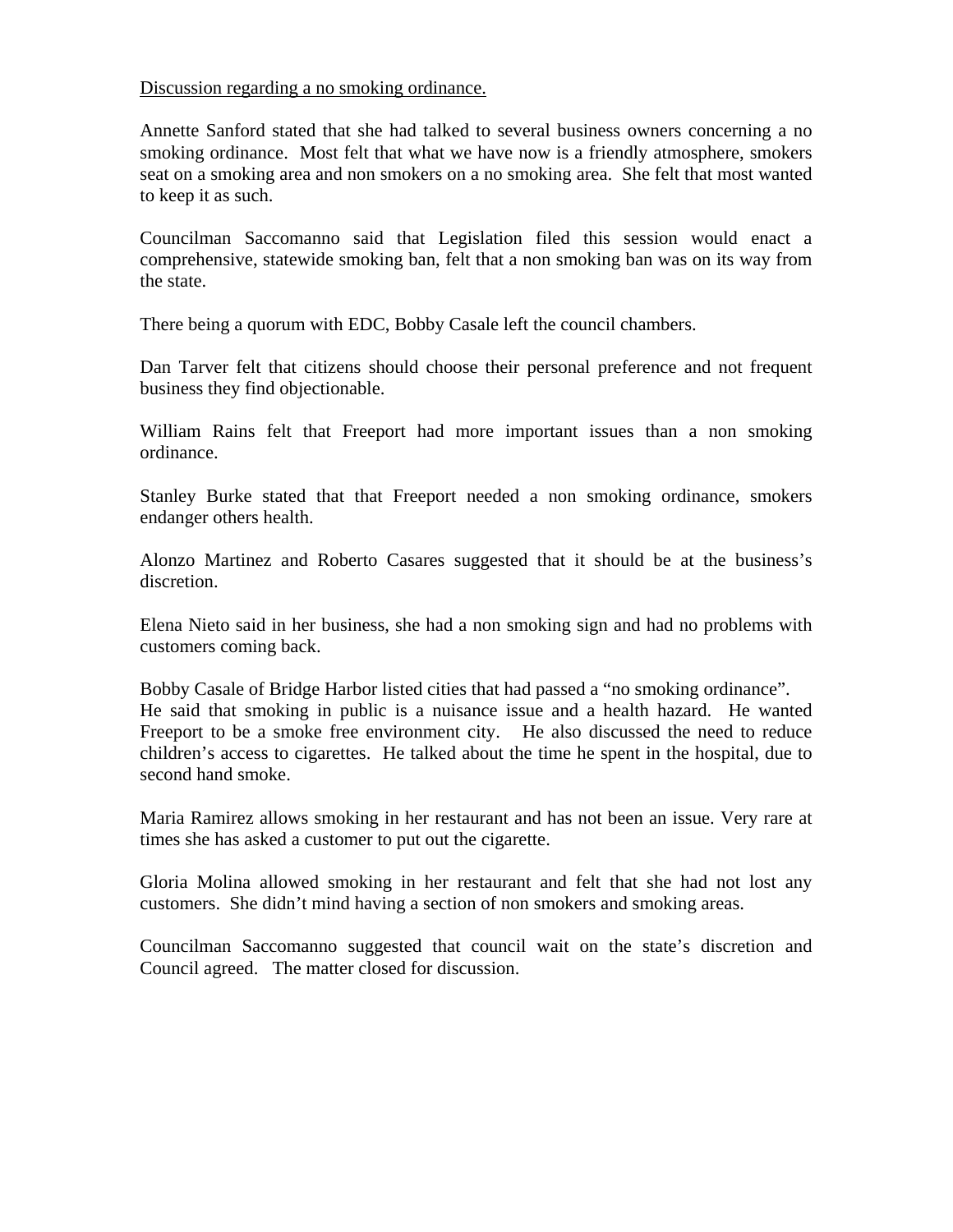<u>Discussion regarding a no smoking ordinance.</u>

Annette Sanford stated that she had talked to several business owners concerning a no smoking ordinance. Most felt that what we have now is a friendly atmosphere, smokers seat on a smoking area and non smokers on a no smoking area. She felt that most wanted to keep it as such.

Councilman Saccomanno said that Legislation filed this session would enact a comprehensive, statewide smoking ban, felt that a non smoking ban was on its way from the state.

There being a quorum with EDC, Bobby Casale left the council chambers.

Dan Tarver felt that citizens should choose their personal preference and not frequent business they find objectionable.

William Rains felt that Freeport had more important issues than a non smoking ordinance.

Stanley Burke stated that that Freeport needed a non smoking ordinance, smokers endanger others health.

Alonzo Martinez and Roberto Casares suggested that it should be at the business's discretion.

Elena Nieto said in her business, she had a non smoking sign and had no problems with customers coming back.

Bobby Casale of Bridge Harbor listed cities that had passed a "no smoking ordinance".
He said that smoking in public is a nuisance issue and a health hazard. He wanted Freeport to be a smoke free environment city. He also discussed the need to reduce children's access to cigarettes. He talked about the time he spent in the hospital, due to second hand smoke.

Maria Ramirez allows smoking in her restaurant and has not been an issue. Very rare at times she has asked a customer to put out the cigarette.

Gloria Molina allowed smoking in her restaurant and felt that she had not lost any customers. She didn't mind having a section of non smokers and smoking areas.

Councilman Saccomanno suggested that council wait on the state's discretion and Council agreed. The matter closed for discussion.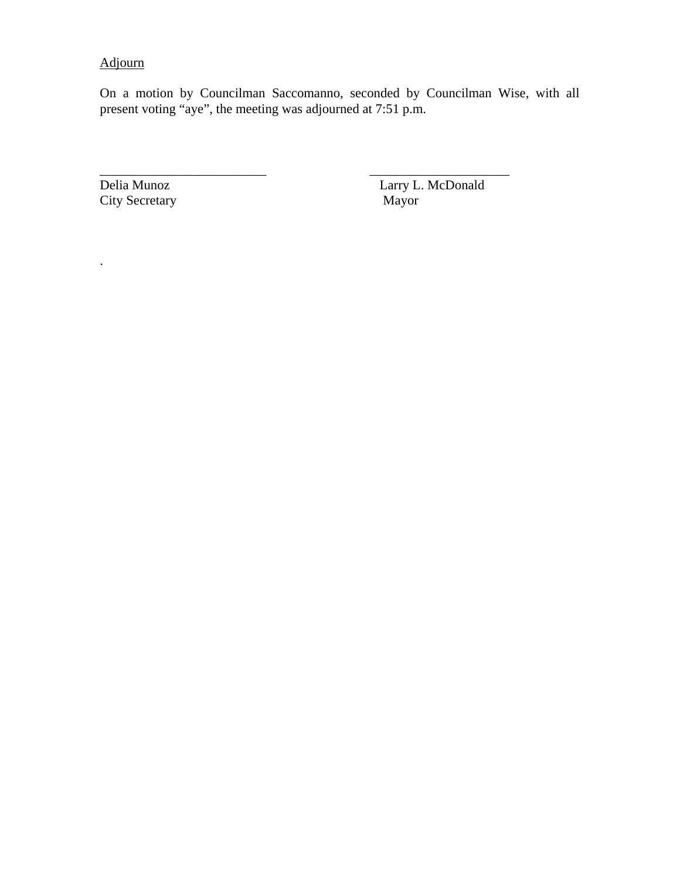Adjourn

On a motion by Councilman Saccomanno, seconded by Councilman Wise, with all present voting "aye", the meeting was adjourned at 7:51 p.m.

| | |
|---|---|
| __________________________ | _____________________ |
| Delia Munoz | Larry L. McDonald |
| City Secretary | Mayor |

.